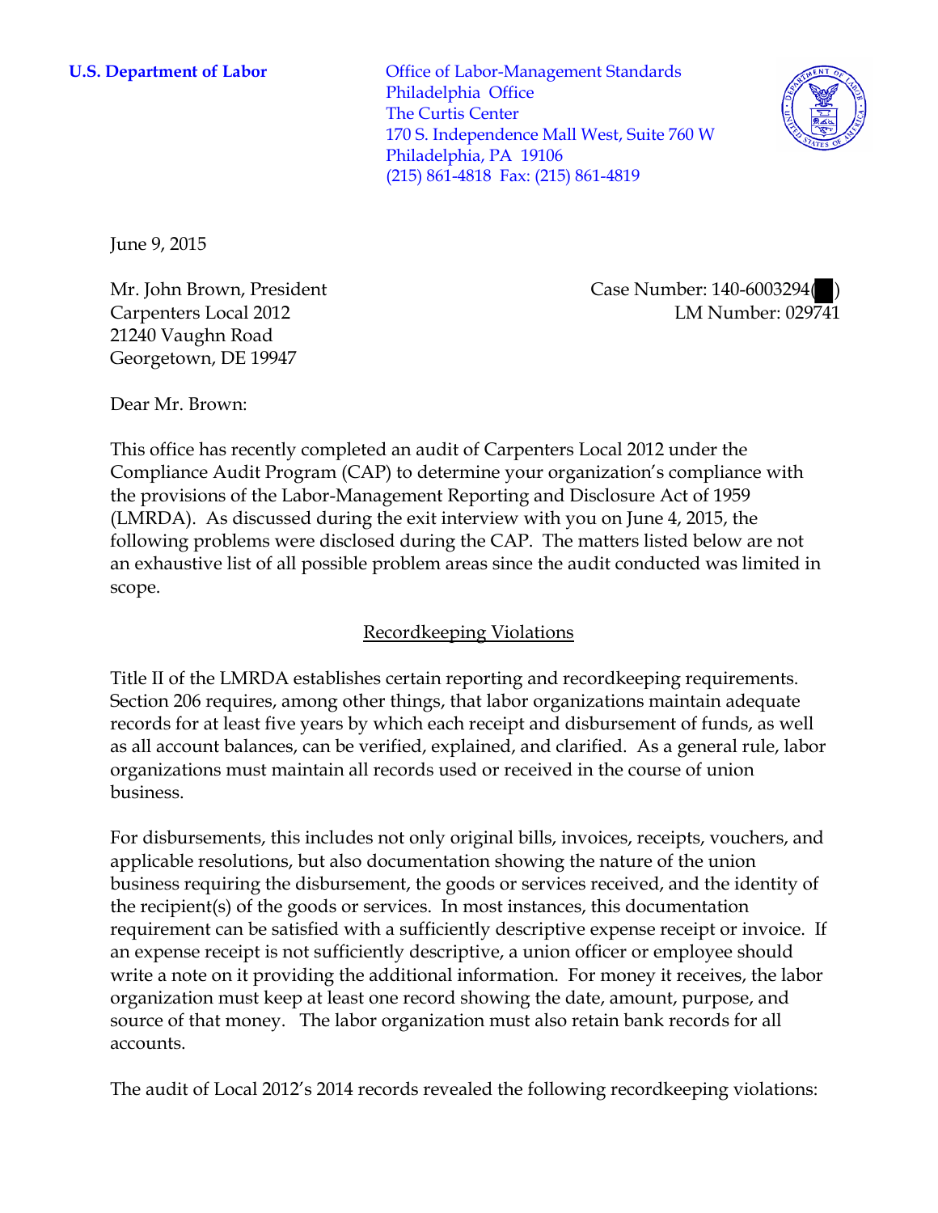**U.S. Department of Labor**

Office of Labor-Management Standards
Philadelphia Office
The Curtis Center
170 S. Independence Mall West, Suite 760 W
Philadelphia, PA 19106
(215) 861-4818 Fax: (215) 861-4819

June 9, 2015

Mr. John Brown, President
Carpenters Local 2012
21240 Vaughn Road
Georgetown, DE 19947

Case Number: 140-6003294( )
LM Number: 029741

Dear Mr. Brown:

This office has recently completed an audit of Carpenters Local 2012 under the Compliance Audit Program (CAP) to determine your organization's compliance with the provisions of the Labor-Management Reporting and Disclosure Act of 1959 (LMRDA). As discussed during the exit interview with you on June 4, 2015, the following problems were disclosed during the CAP. The matters listed below are not an exhaustive list of all possible problem areas since the audit conducted was limited in scope.

## Recordkeeping Violations

Title II of the LMRDA establishes certain reporting and recordkeeping requirements. Section 206 requires, among other things, that labor organizations maintain adequate records for at least five years by which each receipt and disbursement of funds, as well as all account balances, can be verified, explained, and clarified. As a general rule, labor organizations must maintain all records used or received in the course of union business.

For disbursements, this includes not only original bills, invoices, receipts, vouchers, and applicable resolutions, but also documentation showing the nature of the union business requiring the disbursement, the goods or services received, and the identity of the recipient(s) of the goods or services. In most instances, this documentation requirement can be satisfied with a sufficiently descriptive expense receipt or invoice. If an expense receipt is not sufficiently descriptive, a union officer or employee should write a note on it providing the additional information. For money it receives, the labor organization must keep at least one record showing the date, amount, purpose, and source of that money. The labor organization must also retain bank records for all accounts.

The audit of Local 2012's 2014 records revealed the following recordkeeping violations: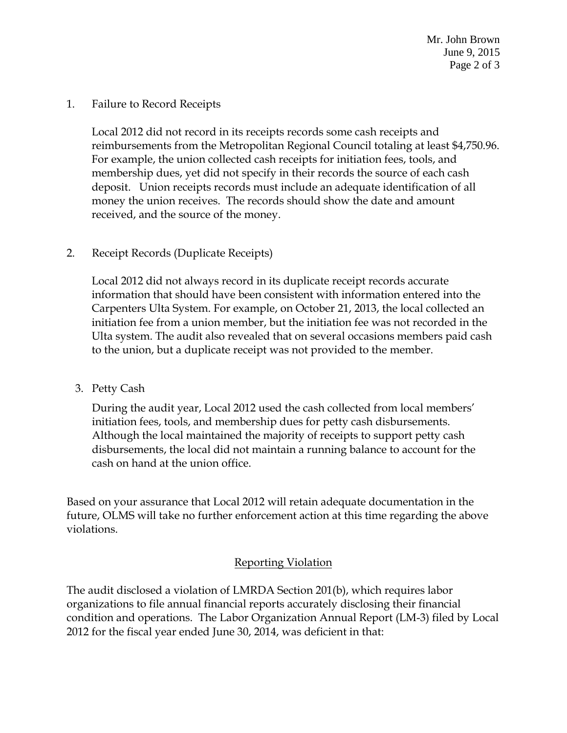1. Failure to Record Receipts

   Local 2012 did not record in its receipts records some cash receipts and reimbursements from the Metropolitan Regional Council totaling at least $4,750.96. For example, the union collected cash receipts for initiation fees, tools, and membership dues, yet did not specify in their records the source of each cash deposit. Union receipts records must include an adequate identification of all money the union receives. The records should show the date and amount received, and the source of the money.

2. Receipt Records (Duplicate Receipts)

   Local 2012 did not always record in its duplicate receipt records accurate information that should have been consistent with information entered into the Carpenters Ulta System. For example, on October 21, 2013, the local collected an initiation fee from a union member, but the initiation fee was not recorded in the Ulta system. The audit also revealed that on several occasions members paid cash to the union, but a duplicate receipt was not provided to the member.

3. Petty Cash

   During the audit year, Local 2012 used the cash collected from local members' initiation fees, tools, and membership dues for petty cash disbursements. Although the local maintained the majority of receipts to support petty cash disbursements, the local did not maintain a running balance to account for the cash on hand at the union office.

Based on your assurance that Local 2012 will retain adequate documentation in the future, OLMS will take no further enforcement action at this time regarding the above violations.

## Reporting Violation

The audit disclosed a violation of LMRDA Section 201(b), which requires labor organizations to file annual financial reports accurately disclosing their financial condition and operations. The Labor Organization Annual Report (LM-3) filed by Local 2012 for the fiscal year ended June 30, 2014, was deficient in that: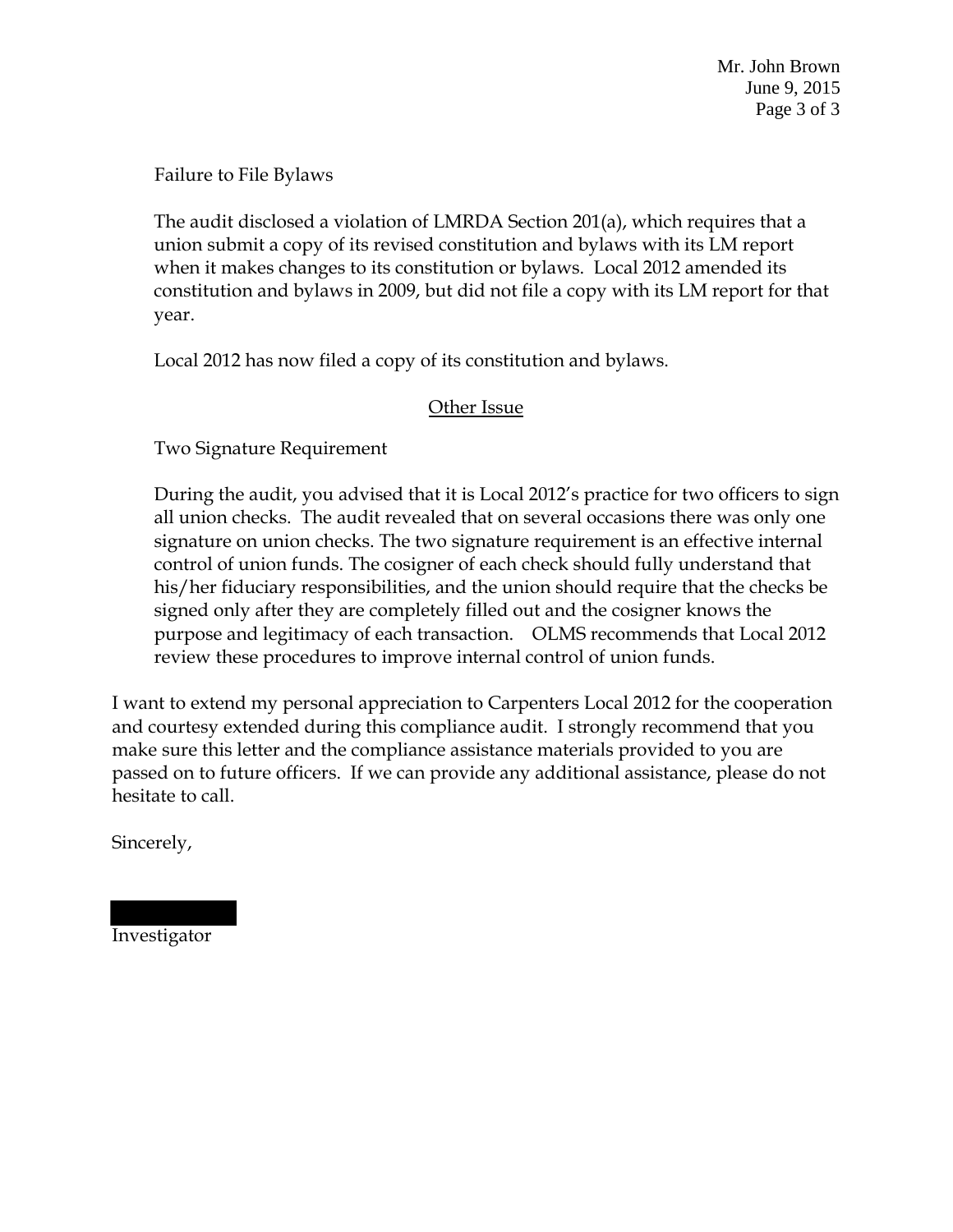Failure to File Bylaws

The audit disclosed a violation of LMRDA Section 201(a), which requires that a union submit a copy of its revised constitution and bylaws with its LM report when it makes changes to its constitution or bylaws. Local 2012 amended its constitution and bylaws in 2009, but did not file a copy with its LM report for that year.

Local 2012 has now filed a copy of its constitution and bylaws.

## Other Issue

Two Signature Requirement

During the audit, you advised that it is Local 2012's practice for two officers to sign all union checks. The audit revealed that on several occasions there was only one signature on union checks. The two signature requirement is an effective internal control of union funds. The cosigner of each check should fully understand that his/her fiduciary responsibilities, and the union should require that the checks be signed only after they are completely filled out and the cosigner knows the purpose and legitimacy of each transaction. OLMS recommends that Local 2012 review these procedures to improve internal control of union funds.

I want to extend my personal appreciation to Carpenters Local 2012 for the cooperation and courtesy extended during this compliance audit. I strongly recommend that you make sure this letter and the compliance assistance materials provided to you are passed on to future officers. If we can provide any additional assistance, please do not hesitate to call.

Sincerely,

Investigator